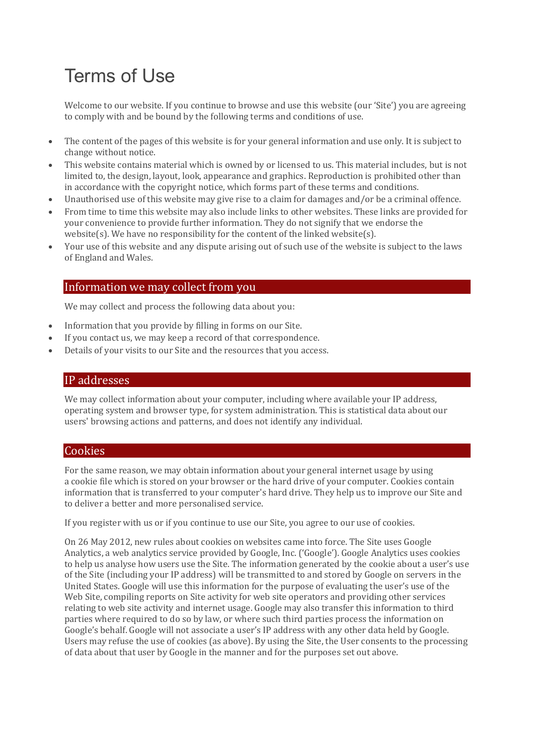# Terms of Use

Welcome to our website. If you continue to browse and use this website (our 'Site') you are agreeing to comply with and be bound by the following terms and conditions of use.

- The content of the pages of this website is for your general information and use only. It is subject to change without notice.
- This website contains material which is owned by or licensed to us. This material includes, but is not limited to, the design, layout, look, appearance and graphics. Reproduction is prohibited other than in accordance with the copyright notice, which forms part of these terms and conditions.
- Unauthorised use of this website may give rise to a claim for damages and/or be a criminal offence.
- From time to time this website may also include links to other websites. These links are provided for your convenience to provide further information. They do not signify that we endorse the website(s). We have no responsibility for the content of the linked website(s).
- Your use of this website and any dispute arising out of such use of the website is subject to the laws of England and Wales.

## Information we may collect from you

We may collect and process the following data about you:

- Information that you provide by filling in forms on our Site.
- If you contact us, we may keep a record of that correspondence.
- Details of your visits to our Site and the resources that you access.

## IP addresses

We may collect information about your computer, including where available your IP address, operating system and browser type, for system administration. This is statistical data about our users' browsing actions and patterns, and does not identify any individual.

## Cookies

For the same reason, we may obtain information about your general internet usage by using a cookie file which is stored on your browser or the hard drive of your computer. Cookies contain information that is transferred to your computer's hard drive. They help us to improve our Site and to deliver a better and more personalised service.

If you register with us or if you continue to use our Site, you agree to our use of cookies.

On 26 May 2012, new rules about cookies on websites came into force. The Site uses Google Analytics, a web analytics service provided by Google, Inc. ('Google'). Google Analytics uses cookies to help us analyse how users use the Site. The information generated by the cookie about a user's use of the Site (including your IP address) will be transmitted to and stored by Google on servers in the United States. Google will use this information for the purpose of evaluating the user's use of the Web Site, compiling reports on Site activity for web site operators and providing other services relating to web site activity and internet usage. Google may also transfer this information to third parties where required to do so by law, or where such third parties process the information on Google's behalf. Google will not associate a user's IP address with any other data held by Google. Users may refuse the use of cookies (as above). By using the Site, the User consents to the processing of data about that user by Google in the manner and for the purposes set out above.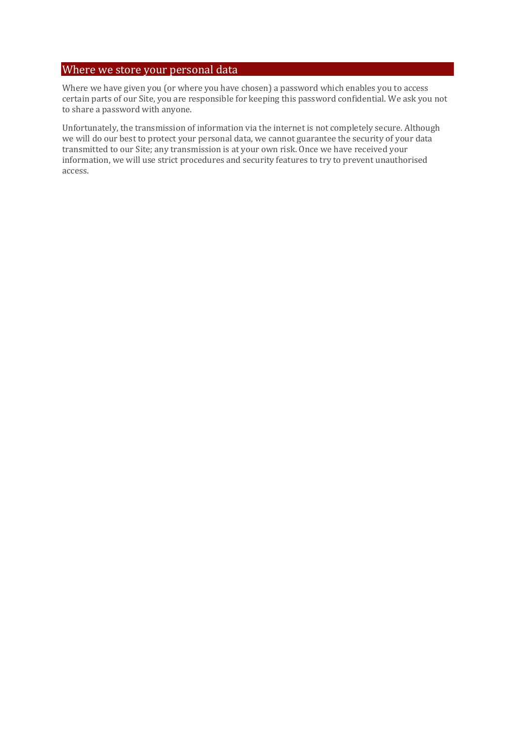## Where we store your personal data

Where we have given you (or where you have chosen) a password which enables you to access certain parts of our Site, you are responsible for keeping this password confidential. We ask you not to share a password with anyone.

Unfortunately, the transmission of information via the internet is not completely secure. Although we will do our best to protect your personal data, we cannot guarantee the security of your data transmitted to our Site; any transmission is at your own risk. Once we have received your information, we will use strict procedures and security features to try to prevent unauthorised access.